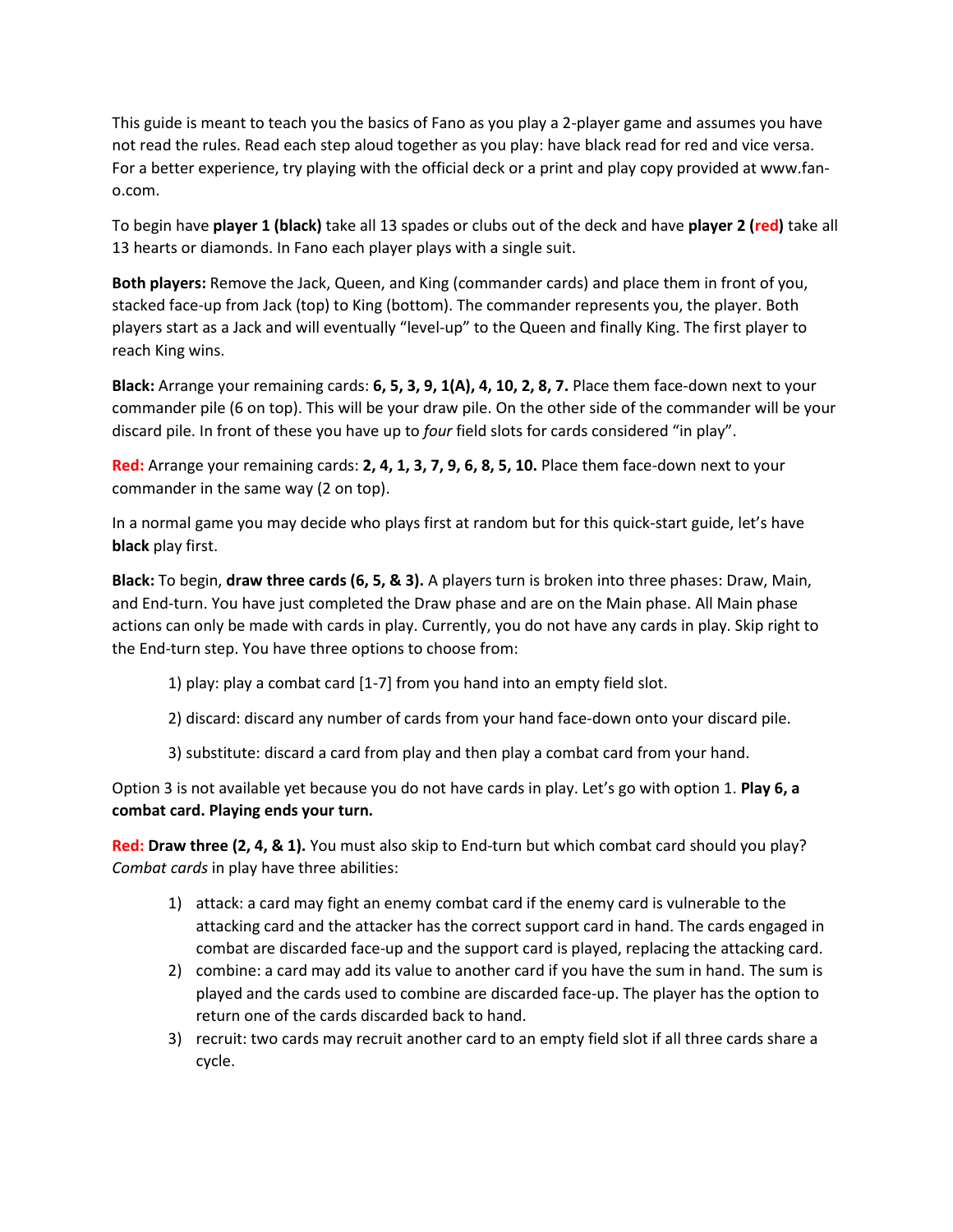This guide is meant to teach you the basics of Fano as you play a 2-player game and assumes you have not read the rules. Read each step aloud together as you play: have black read for red and vice versa. For a better experience, try playing with the official deck or a print and play copy provided at www.fan-o.com.

To begin have **player 1 (black)** take all 13 spades or clubs out of the deck and have **player 2 (red)** take all 13 hearts or diamonds. In Fano each player plays with a single suit.

**Both players:** Remove the Jack, Queen, and King (commander cards) and place them in front of you, stacked face-up from Jack (top) to King (bottom). The commander represents you, the player. Both players start as a Jack and will eventually "level-up" to the Queen and finally King. The first player to reach King wins.

**Black:** Arrange your remaining cards: **6, 5, 3, 9, 1(A), 4, 10, 2, 8, 7.** Place them face-down next to your commander pile (6 on top). This will be your draw pile. On the other side of the commander will be your discard pile. In front of these you have up to *four* field slots for cards considered "in play".

**Red:** Arrange your remaining cards: **2, 4, 1, 3, 7, 9, 6, 8, 5, 10.** Place them face-down next to your commander in the same way (2 on top).

In a normal game you may decide who plays first at random but for this quick-start guide, let's have **black** play first.

**Black:** To begin, **draw three cards (6, 5, & 3).** A players turn is broken into three phases: Draw, Main, and End-turn. You have just completed the Draw phase and are on the Main phase. All Main phase actions can only be made with cards in play. Currently, you do not have any cards in play. Skip right to the End-turn step. You have three options to choose from:

1) play: play a combat card [1-7] from you hand into an empty field slot.

2) discard: discard any number of cards from your hand face-down onto your discard pile.

3) substitute: discard a card from play and then play a combat card from your hand.

Option 3 is not available yet because you do not have cards in play. Let's go with option 1. **Play 6, a combat card. Playing ends your turn.**

**Red: Draw three (2, 4, & 1).** You must also skip to End-turn but which combat card should you play? *Combat cards* in play have three abilities:

1) attack: a card may fight an enemy combat card if the enemy card is vulnerable to the attacking card and the attacker has the correct support card in hand. The cards engaged in combat are discarded face-up and the support card is played, replacing the attacking card.
2) combine: a card may add its value to another card if you have the sum in hand. The sum is played and the cards used to combine are discarded face-up. The player has the option to return one of the cards discarded back to hand.
3) recruit: two cards may recruit another card to an empty field slot if all three cards share a cycle.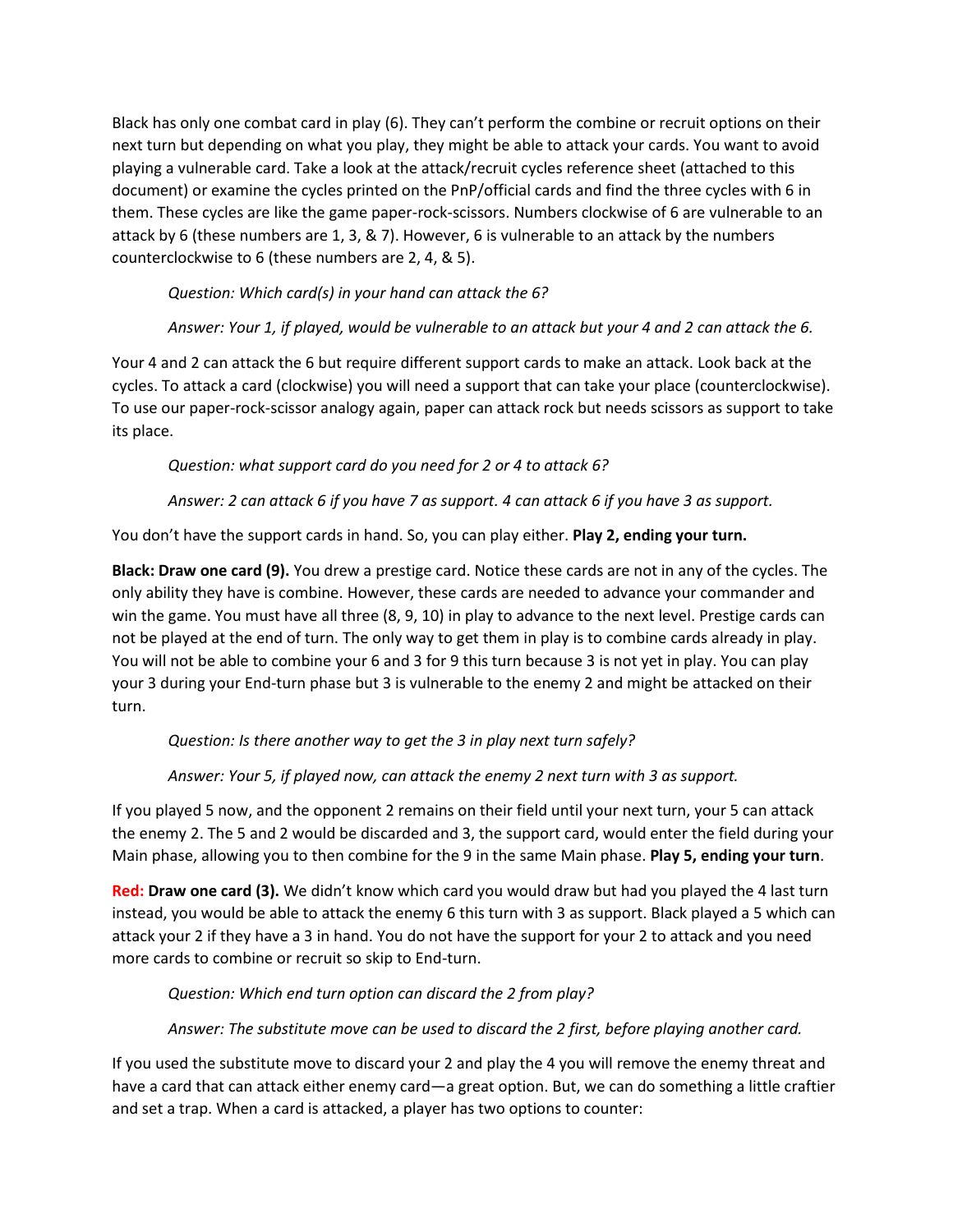Black has only one combat card in play (6). They can't perform the combine or recruit options on their next turn but depending on what you play, they might be able to attack your cards. You want to avoid playing a vulnerable card. Take a look at the attack/recruit cycles reference sheet (attached to this document) or examine the cycles printed on the PnP/official cards and find the three cycles with 6 in them. These cycles are like the game paper-rock-scissors. Numbers clockwise of 6 are vulnerable to an attack by 6 (these numbers are 1, 3, & 7). However, 6 is vulnerable to an attack by the numbers counterclockwise to 6 (these numbers are 2, 4, & 5).

> *Question: Which card(s) in your hand can attack the 6?*
>
> *Answer: Your 1, if played, would be vulnerable to an attack but your 4 and 2 can attack the 6.*

Your 4 and 2 can attack the 6 but require different support cards to make an attack. Look back at the cycles. To attack a card (clockwise) you will need a support that can take your place (counterclockwise). To use our paper-rock-scissor analogy again, paper can attack rock but needs scissors as support to take its place.

> *Question: what support card do you need for 2 or 4 to attack 6?*
>
> *Answer: 2 can attack 6 if you have 7 as support. 4 can attack 6 if you have 3 as support.*

You don't have the support cards in hand. So, you can play either. **Play 2, ending your turn.**

**Black: Draw one card (9).** You drew a prestige card. Notice these cards are not in any of the cycles. The only ability they have is combine. However, these cards are needed to advance your commander and win the game. You must have all three (8, 9, 10) in play to advance to the next level. Prestige cards can not be played at the end of turn. The only way to get them in play is to combine cards already in play. You will not be able to combine your 6 and 3 for 9 this turn because 3 is not yet in play. You can play your 3 during your End-turn phase but 3 is vulnerable to the enemy 2 and might be attacked on their turn.

> *Question: Is there another way to get the 3 in play next turn safely?*
>
> *Answer: Your 5, if played now, can attack the enemy 2 next turn with 3 as support.*

If you played 5 now, and the opponent 2 remains on their field until your next turn, your 5 can attack the enemy 2. The 5 and 2 would be discarded and 3, the support card, would enter the field during your Main phase, allowing you to then combine for the 9 in the same Main phase. **Play 5, ending your turn**.

**Red: Draw one card (3).** We didn't know which card you would draw but had you played the 4 last turn instead, you would be able to attack the enemy 6 this turn with 3 as support. Black played a 5 which can attack your 2 if they have a 3 in hand. You do not have the support for your 2 to attack and you need more cards to combine or recruit so skip to End-turn.

> *Question: Which end turn option can discard the 2 from play?*
>
> *Answer: The substitute move can be used to discard the 2 first, before playing another card.*

If you used the substitute move to discard your 2 and play the 4 you will remove the enemy threat and have a card that can attack either enemy card—a great option. But, we can do something a little craftier and set a trap. When a card is attacked, a player has two options to counter: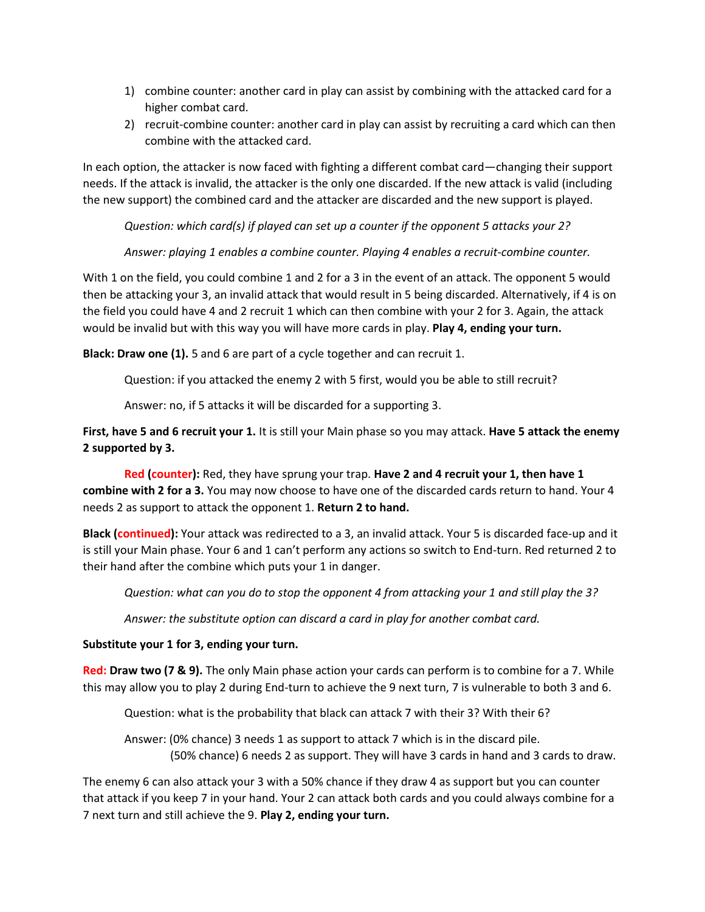1) combine counter: another card in play can assist by combining with the attacked card for a higher combat card.
2) recruit-combine counter: another card in play can assist by recruiting a card which can then combine with the attacked card.

In each option, the attacker is now faced with fighting a different combat card—changing their support needs. If the attack is invalid, the attacker is the only one discarded. If the new attack is valid (including the new support) the combined card and the attacker are discarded and the new support is played.

> *Question: which card(s) if played can set up a counter if the opponent 5 attacks your 2?*
>
> *Answer: playing 1 enables a combine counter. Playing 4 enables a recruit-combine counter.*

With 1 on the field, you could combine 1 and 2 for a 3 in the event of an attack. The opponent 5 would then be attacking your 3, an invalid attack that would result in 5 being discarded. Alternatively, if 4 is on the field you could have 4 and 2 recruit 1 which can then combine with your 2 for 3. Again, the attack would be invalid but with this way you will have more cards in play. **Play 4, ending your turn.**

**Black: Draw one (1).** 5 and 6 are part of a cycle together and can recruit 1.

> Question: if you attacked the enemy 2 with 5 first, would you be able to still recruit?
>
> Answer: no, if 5 attacks it will be discarded for a supporting 3.

**First, have 5 and 6 recruit your 1.** It is still your Main phase so you may attack. **Have 5 attack the enemy 2 supported by 3.**

**Red (counter):** Red, they have sprung your trap. **Have 2 and 4 recruit your 1, then have 1 combine with 2 for a 3.** You may now choose to have one of the discarded cards return to hand. Your 4 needs 2 as support to attack the opponent 1. **Return 2 to hand.**

**Black (continued):** Your attack was redirected to a 3, an invalid attack. Your 5 is discarded face-up and it is still your Main phase. Your 6 and 1 can't perform any actions so switch to End-turn. Red returned 2 to their hand after the combine which puts your 1 in danger.

> *Question: what can you do to stop the opponent 4 from attacking your 1 and still play the 3?*
>
> *Answer: the substitute option can discard a card in play for another combat card.*

**Substitute your 1 for 3, ending your turn.**

**Red: Draw two (7 & 9).** The only Main phase action your cards can perform is to combine for a 7. While this may allow you to play 2 during End-turn to achieve the 9 next turn, 7 is vulnerable to both 3 and 6.

> Question: what is the probability that black can attack 7 with their 3? With their 6?
>
> Answer: (0% chance) 3 needs 1 as support to attack 7 which is in the discard pile.
> (50% chance) 6 needs 2 as support. They will have 3 cards in hand and 3 cards to draw.

The enemy 6 can also attack your 3 with a 50% chance if they draw 4 as support but you can counter that attack if you keep 7 in your hand. Your 2 can attack both cards and you could always combine for a 7 next turn and still achieve the 9. **Play 2, ending your turn.**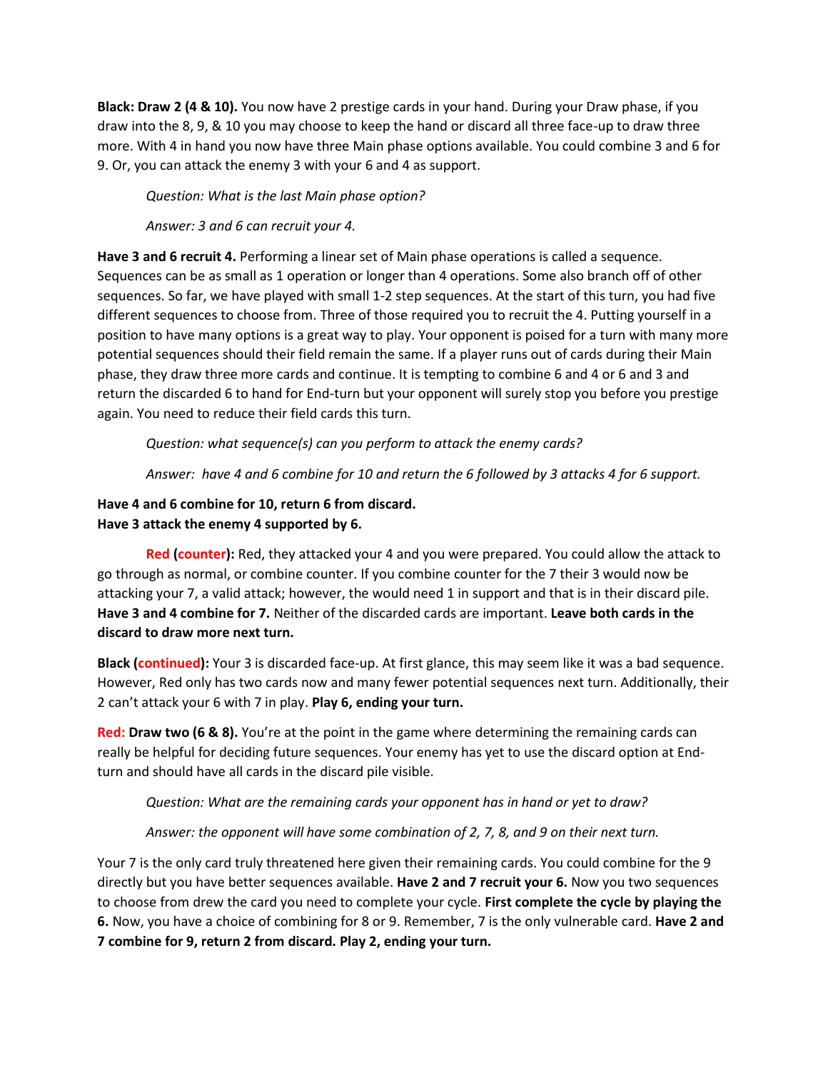**Black: Draw 2 (4 & 10).** You now have 2 prestige cards in your hand. During your Draw phase, if you draw into the 8, 9, & 10 you may choose to keep the hand or discard all three face-up to draw three more. With 4 in hand you now have three Main phase options available. You could combine 3 and 6 for 9. Or, you can attack the enemy 3 with your 6 and 4 as support.

> *Question: What is the last Main phase option?*
>
> *Answer: 3 and 6 can recruit your 4.*

**Have 3 and 6 recruit 4.** Performing a linear set of Main phase operations is called a sequence. Sequences can be as small as 1 operation or longer than 4 operations. Some also branch off of other sequences. So far, we have played with small 1-2 step sequences. At the start of this turn, you had five different sequences to choose from. Three of those required you to recruit the 4. Putting yourself in a position to have many options is a great way to play. Your opponent is poised for a turn with many more potential sequences should their field remain the same. If a player runs out of cards during their Main phase, they draw three more cards and continue. It is tempting to combine 6 and 4 or 6 and 3 and return the discarded 6 to hand for End-turn but your opponent will surely stop you before you prestige again. You need to reduce their field cards this turn.

> *Question: what sequence(s) can you perform to attack the enemy cards?*
>
> *Answer: have 4 and 6 combine for 10 and return the 6 followed by 3 attacks 4 for 6 support.*

**Have 4 and 6 combine for 10, return 6 from discard.**
**Have 3 attack the enemy 4 supported by 6.**

**Red (counter):** Red, they attacked your 4 and you were prepared. You could allow the attack to go through as normal, or combine counter. If you combine counter for the 7 their 3 would now be attacking your 7, a valid attack; however, the would need 1 in support and that is in their discard pile. **Have 3 and 4 combine for 7.** Neither of the discarded cards are important. **Leave both cards in the discard to draw more next turn.**

**Black (continued):** Your 3 is discarded face-up. At first glance, this may seem like it was a bad sequence. However, Red only has two cards now and many fewer potential sequences next turn. Additionally, their 2 can't attack your 6 with 7 in play. **Play 6, ending your turn.**

**Red: Draw two (6 & 8).** You're at the point in the game where determining the remaining cards can really be helpful for deciding future sequences. Your enemy has yet to use the discard option at End-turn and should have all cards in the discard pile visible.

> *Question: What are the remaining cards your opponent has in hand or yet to draw?*
>
> *Answer: the opponent will have some combination of 2, 7, 8, and 9 on their next turn.*

Your 7 is the only card truly threatened here given their remaining cards. You could combine for the 9 directly but you have better sequences available. **Have 2 and 7 recruit your 6.** Now you two sequences to choose from drew the card you need to complete your cycle. **First complete the cycle by playing the 6.** Now, you have a choice of combining for 8 or 9. Remember, 7 is the only vulnerable card. **Have 2 and 7 combine for 9, return 2 from discard. Play 2, ending your turn.**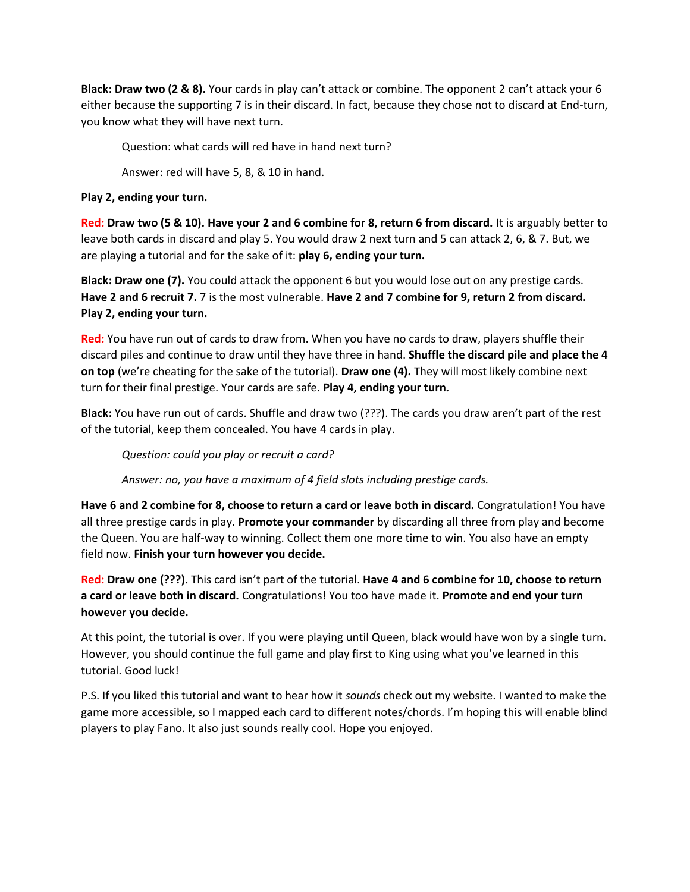**Black: Draw two (2 & 8).** Your cards in play can't attack or combine. The opponent 2 can't attack your 6 either because the supporting 7 is in their discard. In fact, because they chose not to discard at End-turn, you know what they will have next turn.

> Question: what cards will red have in hand next turn?
>
> Answer: red will have 5, 8, & 10 in hand.

**Play 2, ending your turn.**

**Red: Draw two (5 & 10). Have your 2 and 6 combine for 8, return 6 from discard.** It is arguably better to leave both cards in discard and play 5. You would draw 2 next turn and 5 can attack 2, 6, & 7. But, we are playing a tutorial and for the sake of it: **play 6, ending your turn.**

**Black: Draw one (7).** You could attack the opponent 6 but you would lose out on any prestige cards. **Have 2 and 6 recruit 7.** 7 is the most vulnerable. **Have 2 and 7 combine for 9, return 2 from discard. Play 2, ending your turn.**

**Red:** You have run out of cards to draw from. When you have no cards to draw, players shuffle their discard piles and continue to draw until they have three in hand. **Shuffle the discard pile and place the 4 on top** (we're cheating for the sake of the tutorial). **Draw one (4).** They will most likely combine next turn for their final prestige. Your cards are safe. **Play 4, ending your turn.**

**Black:** You have run out of cards. Shuffle and draw two (???). The cards you draw aren't part of the rest of the tutorial, keep them concealed. You have 4 cards in play.

> *Question: could you play or recruit a card?*
>
> *Answer: no, you have a maximum of 4 field slots including prestige cards.*

**Have 6 and 2 combine for 8, choose to return a card or leave both in discard.** Congratulation! You have all three prestige cards in play. **Promote your commander** by discarding all three from play and become the Queen. You are half-way to winning. Collect them one more time to win. You also have an empty field now. **Finish your turn however you decide.**

**Red: Draw one (???).** This card isn't part of the tutorial. **Have 4 and 6 combine for 10, choose to return a card or leave both in discard.** Congratulations! You too have made it. **Promote and end your turn however you decide.**

At this point, the tutorial is over. If you were playing until Queen, black would have won by a single turn. However, you should continue the full game and play first to King using what you've learned in this tutorial. Good luck!

P.S. If you liked this tutorial and want to hear how it *sounds* check out my website. I wanted to make the game more accessible, so I mapped each card to different notes/chords. I'm hoping this will enable blind players to play Fano. It also just sounds really cool. Hope you enjoyed.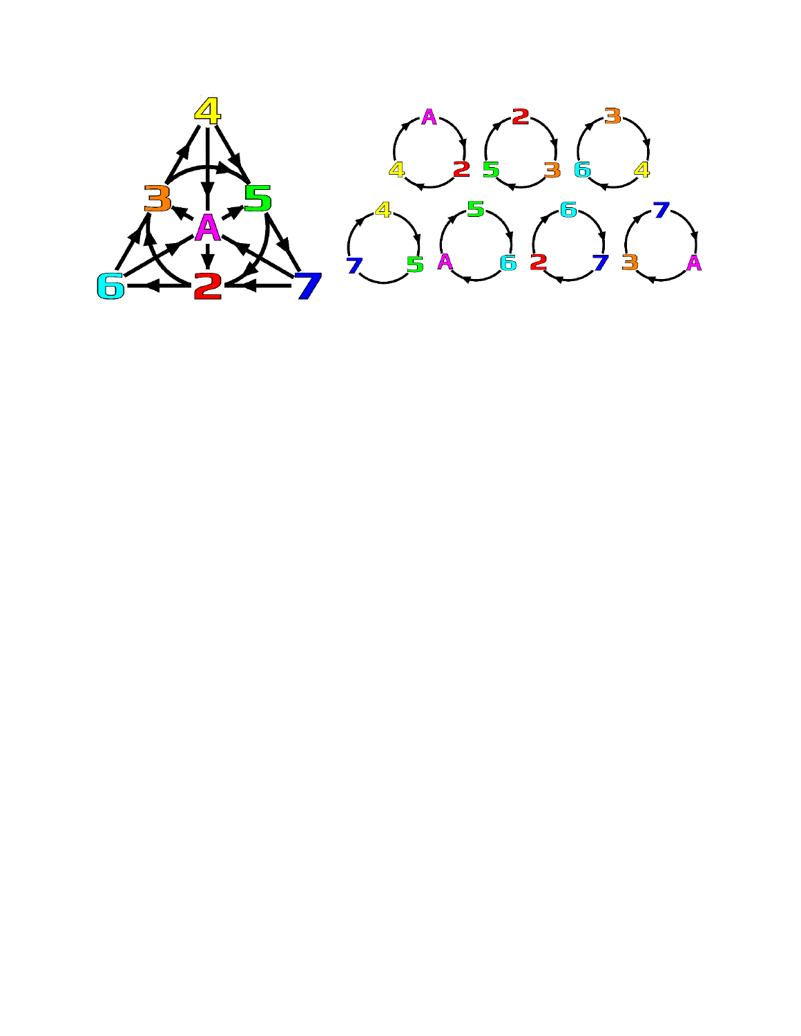4

3 5

A

6 2 7

A
4 2

2
5 3

3
6 4

4
7 5

5
A 6

6
2 7

7
3 A